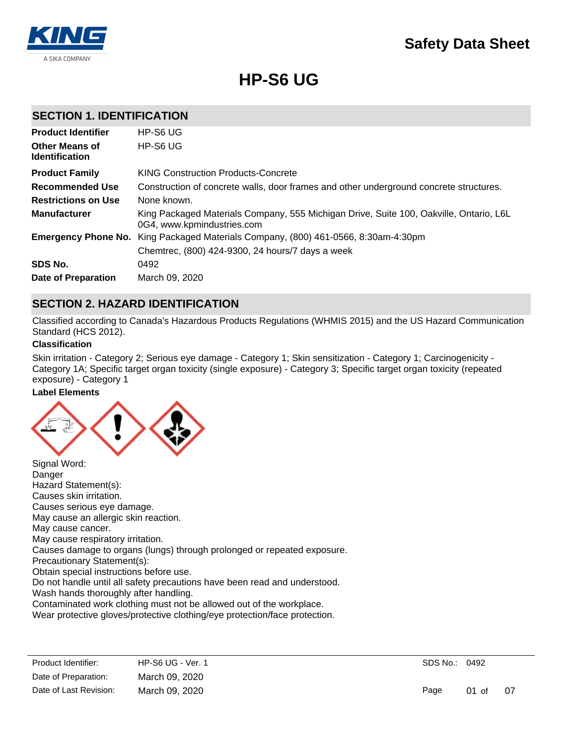# Safety Data Sheet

# HP-S6 UG

## SECTION 1. IDENTIFICATION

| | |
|---|---|
| **Product Identifier** | HP-S6 UG |
| **Other Means of Identification** | HP-S6 UG |
| **Product Family** | KING Construction Products-Concrete |
| **Recommended Use** | Construction of concrete walls, door frames and other underground concrete structures. |
| **Restrictions on Use** | None known. |
| **Manufacturer** | King Packaged Materials Company, 555 Michigan Drive, Suite 100, Oakville, Ontario, L6L 0G4, www.kpmindustries.com |
| **Emergency Phone No.** | King Packaged Materials Company, (800) 461-0566, 8:30am-4:30pm |
| | Chemtrec, (800) 424-9300, 24 hours/7 days a week |
| **SDS No.** | 0492 |
| **Date of Preparation** | March 09, 2020 |

## SECTION 2. HAZARD IDENTIFICATION

Classified according to Canada's Hazardous Products Regulations (WHMIS 2015) and the US Hazard Communication Standard (HCS 2012).

### Classification

Skin irritation - Category 2; Serious eye damage - Category 1; Skin sensitization - Category 1; Carcinogenicity - Category 1A; Specific target organ toxicity (single exposure) - Category 3; Specific target organ toxicity (repeated exposure) - Category 1

### Label Elements

Signal Word:
Danger
Hazard Statement(s):
Causes skin irritation.
Causes serious eye damage.
May cause an allergic skin reaction.
May cause cancer.
May cause respiratory irritation.
Causes damage to organs (lungs) through prolonged or repeated exposure.
Precautionary Statement(s):
Obtain special instructions before use.
Do not handle until all safety precautions have been read and understood.
Wash hands thoroughly after handling.
Contaminated work clothing must not be allowed out of the workplace.
Wear protective gloves/protective clothing/eye protection/face protection.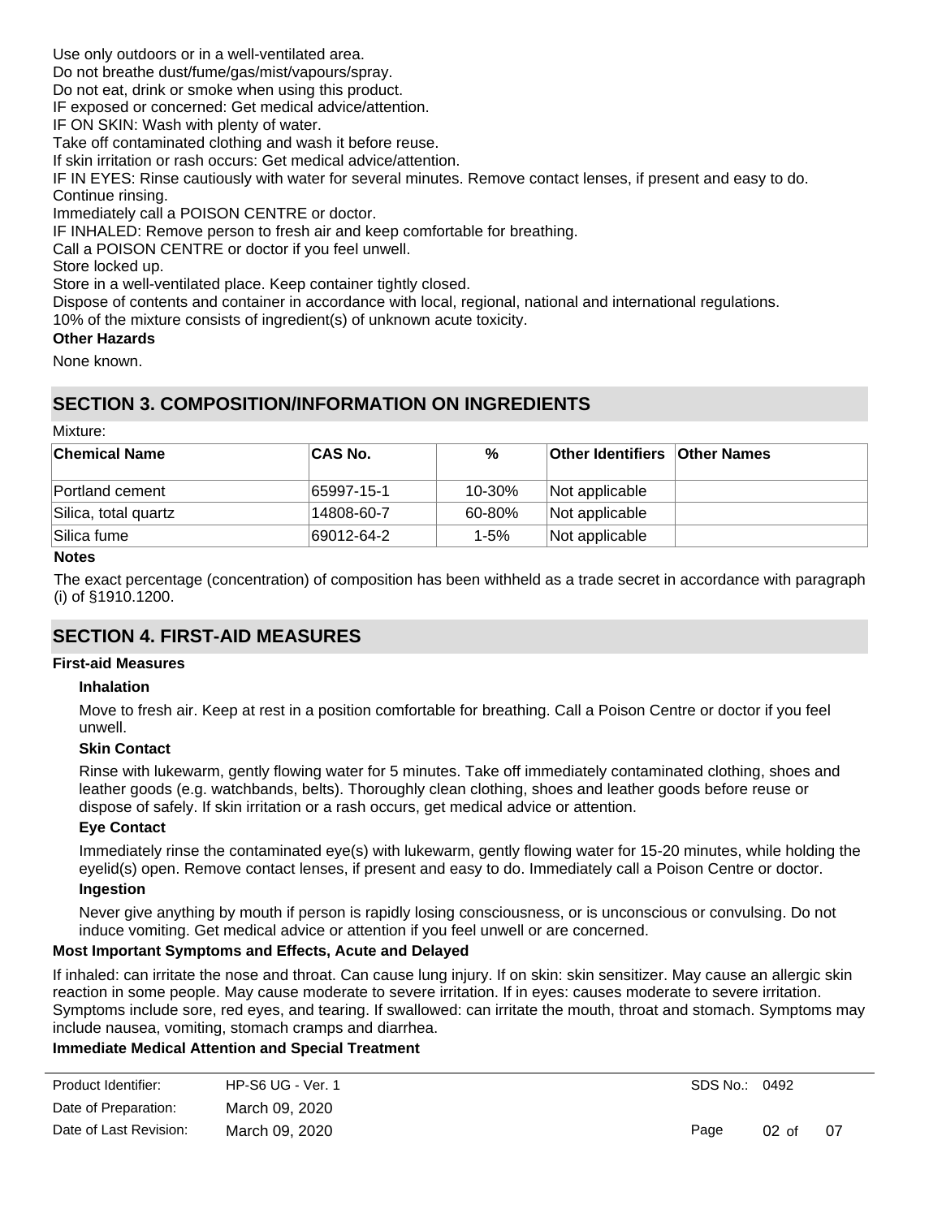Use only outdoors or in a well-ventilated area.
Do not breathe dust/fume/gas/mist/vapours/spray.
Do not eat, drink or smoke when using this product.
IF exposed or concerned: Get medical advice/attention.
IF ON SKIN: Wash with plenty of water.
Take off contaminated clothing and wash it before reuse.
If skin irritation or rash occurs: Get medical advice/attention.
IF IN EYES: Rinse cautiously with water for several minutes. Remove contact lenses, if present and easy to do. Continue rinsing.
Immediately call a POISON CENTRE or doctor.
IF INHALED: Remove person to fresh air and keep comfortable for breathing.
Call a POISON CENTRE or doctor if you feel unwell.
Store locked up.
Store in a well-ventilated place. Keep container tightly closed.
Dispose of contents and container in accordance with local, regional, national and international regulations.
10% of the mixture consists of ingredient(s) of unknown acute toxicity.

**Other Hazards**

None known.

## SECTION 3. COMPOSITION/INFORMATION ON INGREDIENTS

Mixture:

| Chemical Name | CAS No. | % | Other Identifiers | Other Names |
|---|---|---|---|---|
| Portland cement | 65997-15-1 | 10-30% | Not applicable | |
| Silica, total quartz | 14808-60-7 | 60-80% | Not applicable | |
| Silica fume | 69012-64-2 | 1-5% | Not applicable | |

**Notes**

The exact percentage (concentration) of composition has been withheld as a trade secret in accordance with paragraph (i) of §1910.1200.

## SECTION 4. FIRST-AID MEASURES

**First-aid Measures**

**Inhalation**

Move to fresh air. Keep at rest in a position comfortable for breathing. Call a Poison Centre or doctor if you feel unwell.

**Skin Contact**

Rinse with lukewarm, gently flowing water for 5 minutes. Take off immediately contaminated clothing, shoes and leather goods (e.g. watchbands, belts). Thoroughly clean clothing, shoes and leather goods before reuse or dispose of safely. If skin irritation or a rash occurs, get medical advice or attention.

**Eye Contact**

Immediately rinse the contaminated eye(s) with lukewarm, gently flowing water for 15-20 minutes, while holding the eyelid(s) open. Remove contact lenses, if present and easy to do. Immediately call a Poison Centre or doctor.

**Ingestion**

Never give anything by mouth if person is rapidly losing consciousness, or is unconscious or convulsing. Do not induce vomiting. Get medical advice or attention if you feel unwell or are concerned.

**Most Important Symptoms and Effects, Acute and Delayed**

If inhaled: can irritate the nose and throat. Can cause lung injury. If on skin: skin sensitizer. May cause an allergic skin reaction in some people. May cause moderate to severe irritation. If in eyes: causes moderate to severe irritation. Symptoms include sore, red eyes, and tearing. If swallowed: can irritate the mouth, throat and stomach. Symptoms may include nausea, vomiting, stomach cramps and diarrhea.

**Immediate Medical Attention and Special Treatment**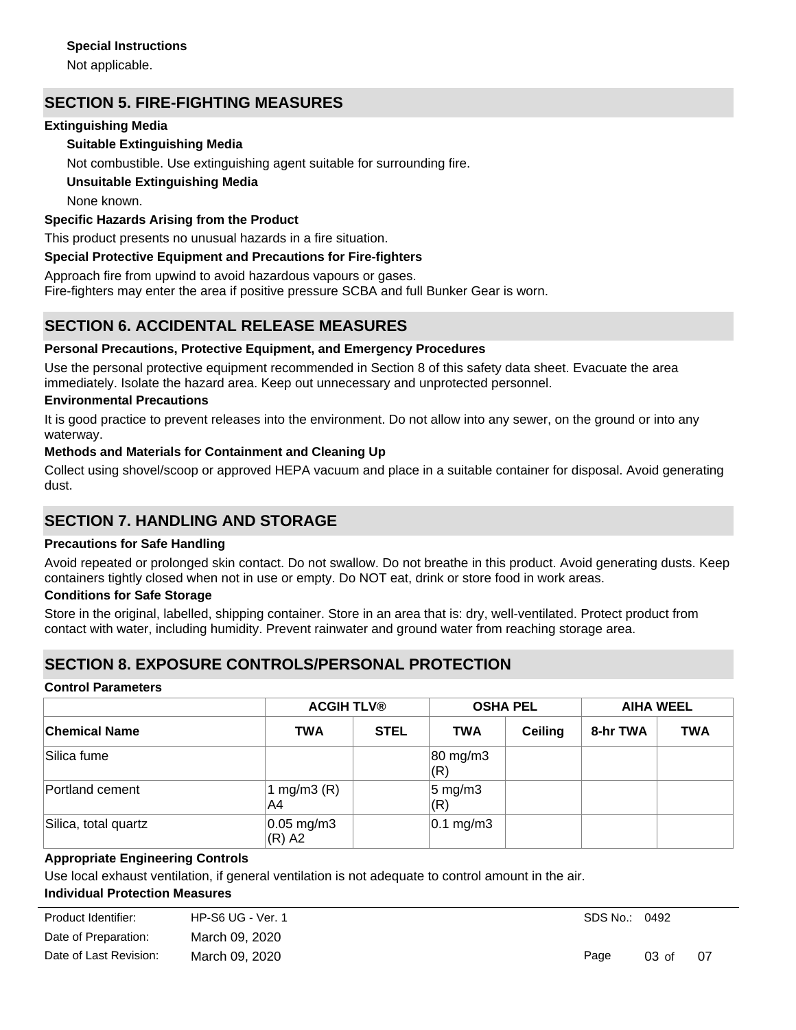**Special Instructions**

Not applicable.

## SECTION 5. FIRE-FIGHTING MEASURES

**Extinguishing Media**

**Suitable Extinguishing Media**

Not combustible. Use extinguishing agent suitable for surrounding fire.

**Unsuitable Extinguishing Media**

None known.

**Specific Hazards Arising from the Product**

This product presents no unusual hazards in a fire situation.

**Special Protective Equipment and Precautions for Fire-fighters**

Approach fire from upwind to avoid hazardous vapours or gases.
Fire-fighters may enter the area if positive pressure SCBA and full Bunker Gear is worn.

## SECTION 6. ACCIDENTAL RELEASE MEASURES

**Personal Precautions, Protective Equipment, and Emergency Procedures**

Use the personal protective equipment recommended in Section 8 of this safety data sheet. Evacuate the area immediately. Isolate the hazard area. Keep out unnecessary and unprotected personnel.

**Environmental Precautions**

It is good practice to prevent releases into the environment. Do not allow into any sewer, on the ground or into any waterway.

**Methods and Materials for Containment and Cleaning Up**

Collect using shovel/scoop or approved HEPA vacuum and place in a suitable container for disposal. Avoid generating dust.

## SECTION 7. HANDLING AND STORAGE

**Precautions for Safe Handling**

Avoid repeated or prolonged skin contact. Do not swallow. Do not breathe in this product. Avoid generating dusts. Keep containers tightly closed when not in use or empty. Do NOT eat, drink or store food in work areas.

**Conditions for Safe Storage**

Store in the original, labelled, shipping container. Store in an area that is: dry, well-ventilated. Protect product from contact with water, including humidity. Prevent rainwater and ground water from reaching storage area.

## SECTION 8. EXPOSURE CONTROLS/PERSONAL PROTECTION

**Control Parameters**

| | ACGIH TLV® | | OSHA PEL | | AIHA WEEL | |
|---|---|---|---|---|---|---|
| **Chemical Name** | **TWA** | **STEL** | **TWA** | **Ceiling** | **8-hr TWA** | **TWA** |
| Silica fume | | | 80 mg/m3 (R) | | | |
| Portland cement | 1 mg/m3 (R) A4 | | 5 mg/m3 (R) | | | |
| Silica, total quartz | 0.05 mg/m3 (R) A2 | | 0.1 mg/m3 | | | |

**Appropriate Engineering Controls**

Use local exhaust ventilation, if general ventilation is not adequate to control amount in the air.

**Individual Protection Measures**

| | | | |
|---|---|---|---|
| Product Identifier: | HP-S6 UG - Ver. 1 | SDS No.: | 0492 |
| Date of Preparation: | March 09, 2020 | | |
| Date of Last Revision: | March 09, 2020 | | |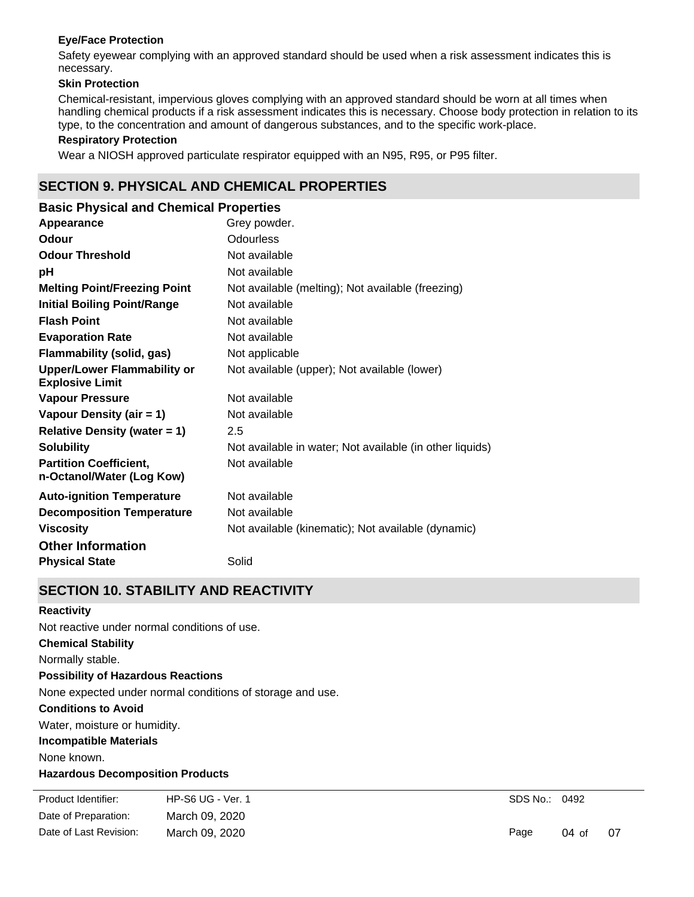**Eye/Face Protection**

Safety eyewear complying with an approved standard should be used when a risk assessment indicates this is necessary.

**Skin Protection**

Chemical-resistant, impervious gloves complying with an approved standard should be worn at all times when handling chemical products if a risk assessment indicates this is necessary. Choose body protection in relation to its type, to the concentration and amount of dangerous substances, and to the specific work-place.

**Respiratory Protection**

Wear a NIOSH approved particulate respirator equipped with an N95, R95, or P95 filter.

## SECTION 9. PHYSICAL AND CHEMICAL PROPERTIES

### Basic Physical and Chemical Properties

| | |
|---|---|
| **Appearance** | Grey powder. |
| **Odour** | Odourless |
| **Odour Threshold** | Not available |
| **pH** | Not available |
| **Melting Point/Freezing Point** | Not available (melting); Not available (freezing) |
| **Initial Boiling Point/Range** | Not available |
| **Flash Point** | Not available |
| **Evaporation Rate** | Not available |
| **Flammability (solid, gas)** | Not applicable |
| **Upper/Lower Flammability or Explosive Limit** | Not available (upper); Not available (lower) |
| **Vapour Pressure** | Not available |
| **Vapour Density (air = 1)** | Not available |
| **Relative Density (water = 1)** | 2.5 |
| **Solubility** | Not available in water; Not available (in other liquids) |
| **Partition Coefficient, n-Octanol/Water (Log Kow)** | Not available |
| **Auto-ignition Temperature** | Not available |
| **Decomposition Temperature** | Not available |
| **Viscosity** | Not available (kinematic); Not available (dynamic) |

### Other Information

| | |
|---|---|
| **Physical State** | Solid |

## SECTION 10. STABILITY AND REACTIVITY

**Reactivity**

Not reactive under normal conditions of use.

**Chemical Stability**

Normally stable.

**Possibility of Hazardous Reactions**

None expected under normal conditions of storage and use.

**Conditions to Avoid**

Water, moisture or humidity.

**Incompatible Materials**

None known.

**Hazardous Decomposition Products**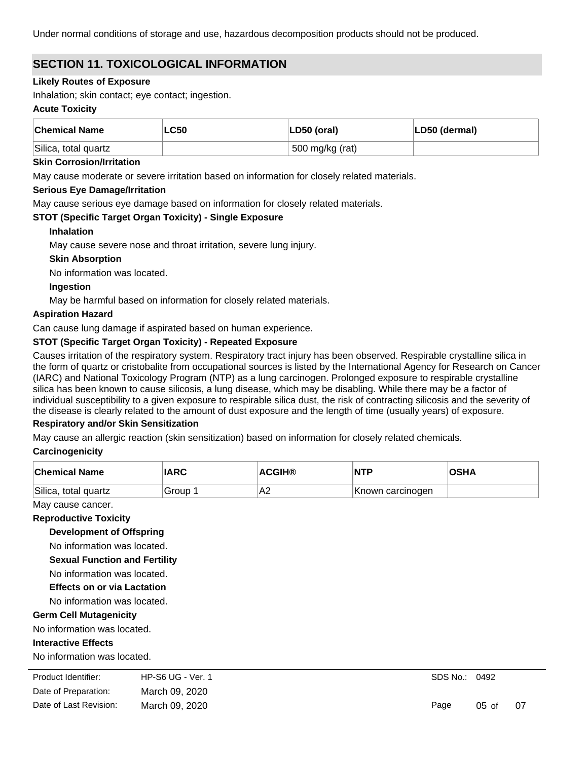Under normal conditions of storage and use, hazardous decomposition products should not be produced.

## SECTION 11. TOXICOLOGICAL INFORMATION

**Likely Routes of Exposure**

Inhalation; skin contact; eye contact; ingestion.

**Acute Toxicity**

| Chemical Name | LC50 | LD50 (oral) | LD50 (dermal) |
|---|---|---|---|
| Silica, total quartz | | 500 mg/kg (rat) | |

**Skin Corrosion/Irritation**

May cause moderate or severe irritation based on information for closely related materials.

**Serious Eye Damage/Irritation**

May cause serious eye damage based on information for closely related materials.

**STOT (Specific Target Organ Toxicity) - Single Exposure**

**Inhalation**

May cause severe nose and throat irritation, severe lung injury.

**Skin Absorption**

No information was located.

**Ingestion**

May be harmful based on information for closely related materials.

**Aspiration Hazard**

Can cause lung damage if aspirated based on human experience.

**STOT (Specific Target Organ Toxicity) - Repeated Exposure**

Causes irritation of the respiratory system. Respiratory tract injury has been observed. Respirable crystalline silica in the form of quartz or cristobalite from occupational sources is listed by the International Agency for Research on Cancer (IARC) and National Toxicology Program (NTP) as a lung carcinogen. Prolonged exposure to respirable crystalline silica has been known to cause silicosis, a lung disease, which may be disabling. While there may be a factor of individual susceptibility to a given exposure to respirable silica dust, the risk of contracting silicosis and the severity of the disease is clearly related to the amount of dust exposure and the length of time (usually years) of exposure.

**Respiratory and/or Skin Sensitization**

May cause an allergic reaction (skin sensitization) based on information for closely related chemicals.

**Carcinogenicity**

| Chemical Name | IARC | ACGIH® | NTP | OSHA |
|---|---|---|---|---|
| Silica, total quartz | Group 1 | A2 | Known carcinogen | |

May cause cancer.

**Reproductive Toxicity**

**Development of Offspring**

No information was located.

**Sexual Function and Fertility**

No information was located.

**Effects on or via Lactation**

No information was located.

**Germ Cell Mutagenicity**

No information was located.

**Interactive Effects**

No information was located.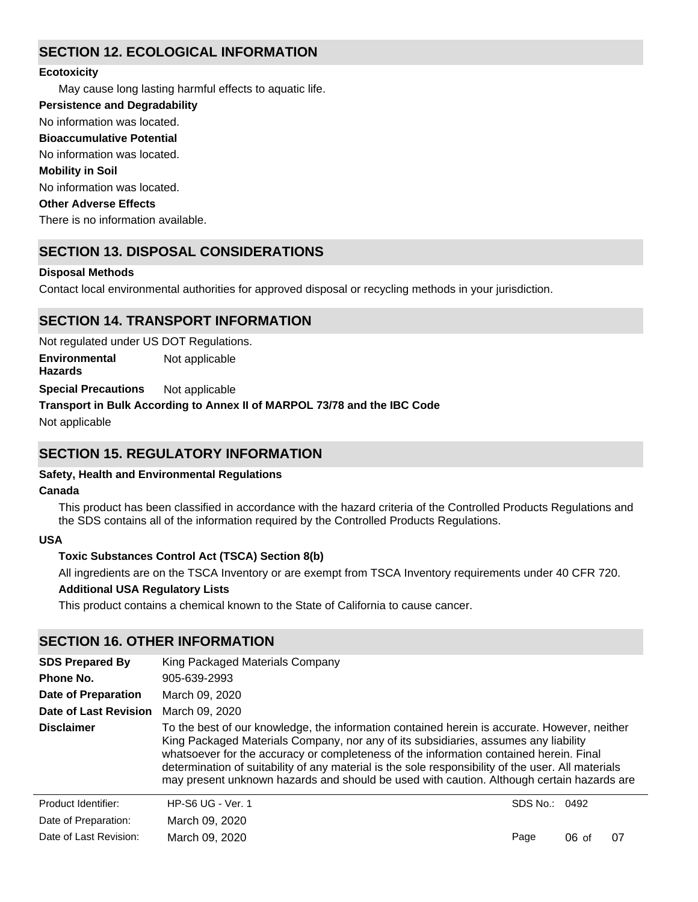## SECTION 12. ECOLOGICAL INFORMATION

**Ecotoxicity**

May cause long lasting harmful effects to aquatic life.

**Persistence and Degradability**

No information was located.

**Bioaccumulative Potential**

No information was located.

**Mobility in Soil**

No information was located.

**Other Adverse Effects**

There is no information available.

## SECTION 13. DISPOSAL CONSIDERATIONS

**Disposal Methods**

Contact local environmental authorities for approved disposal or recycling methods in your jurisdiction.

## SECTION 14. TRANSPORT INFORMATION

Not regulated under US DOT Regulations.

**Environmental Hazards** Not applicable

**Special Precautions** Not applicable

**Transport in Bulk According to Annex II of MARPOL 73/78 and the IBC Code**

Not applicable

## SECTION 15. REGULATORY INFORMATION

**Safety, Health and Environmental Regulations**

**Canada**

This product has been classified in accordance with the hazard criteria of the Controlled Products Regulations and the SDS contains all of the information required by the Controlled Products Regulations.

**USA**

**Toxic Substances Control Act (TSCA) Section 8(b)**

All ingredients are on the TSCA Inventory or are exempt from TSCA Inventory requirements under 40 CFR 720.

**Additional USA Regulatory Lists**

This product contains a chemical known to the State of California to cause cancer.

## SECTION 16. OTHER INFORMATION

**SDS Prepared By** King Packaged Materials Company

**Phone No.** 905-639-2993

**Date of Preparation** March 09, 2020

**Date of Last Revision** March 09, 2020

**Disclaimer** To the best of our knowledge, the information contained herein is accurate. However, neither King Packaged Materials Company, nor any of its subsidiaries, assumes any liability whatsoever for the accuracy or completeness of the information contained herein. Final determination of suitability of any material is the sole responsibility of the user. All materials may present unknown hazards and should be used with caution. Although certain hazards are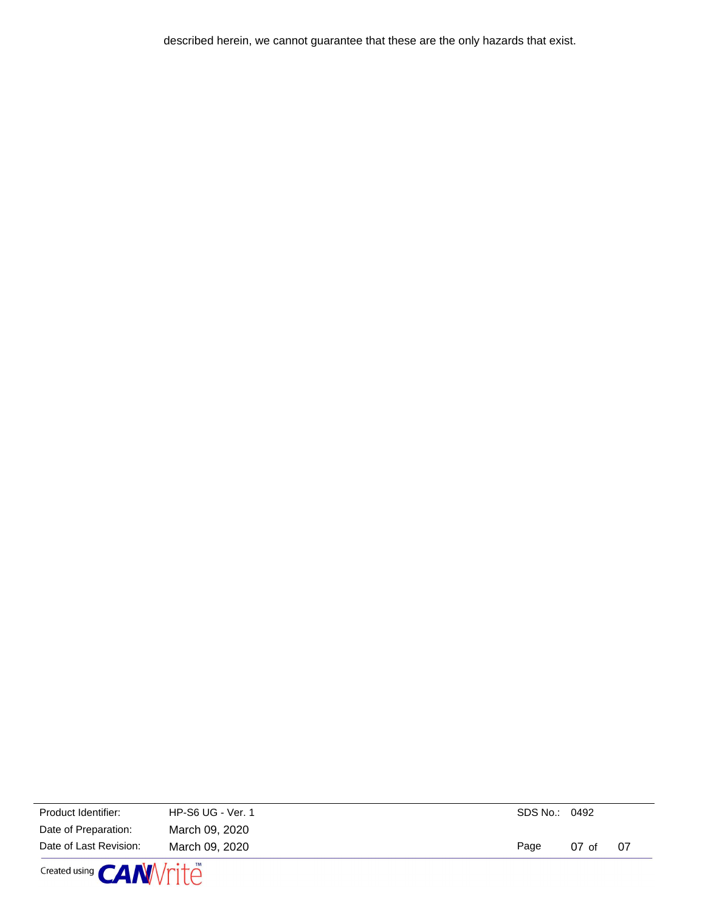described herein, we cannot guarantee that these are the only hazards that exist.